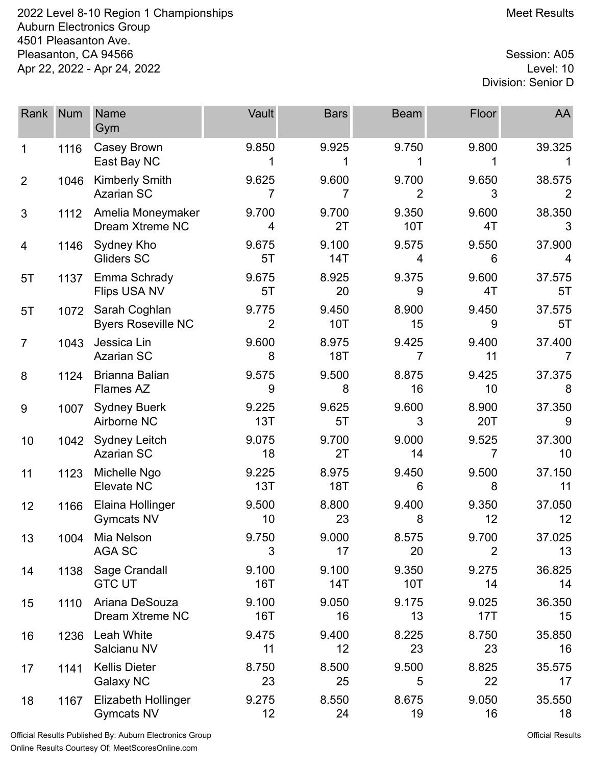2022 Level 8-10 Region 1 Championships
Auburn Electronics Group
4501 Pleasanton Ave.
Pleasanton, CA 94566
Apr 22, 2022 - Apr 24, 2022

Meet Results

Session: A05
Level: 10
Division: Senior D

| Rank | Num | Name<br>Gym | Vault | Bars | Beam | Floor | AA |
|---|---|---|---|---|---|---|---|
| 1 | 1116 | Casey Brown<br>East Bay NC | 9.850<br>1 | 9.925<br>1 | 9.750<br>1 | 9.800<br>1 | 39.325<br>1 |
| 2 | 1046 | Kimberly Smith<br>Azarian SC | 9.625<br>7 | 9.600<br>7 | 9.700<br>2 | 9.650<br>3 | 38.575<br>2 |
| 3 | 1112 | Amelia Moneymaker<br>Dream Xtreme NC | 9.700<br>4 | 9.700<br>2T | 9.350<br>10T | 9.600<br>4T | 38.350<br>3 |
| 4 | 1146 | Sydney Kho<br>Gliders SC | 9.675<br>5T | 9.100<br>14T | 9.575<br>4 | 9.550<br>6 | 37.900<br>4 |
| 5T | 1137 | Emma Schrady<br>Flips USA NV | 9.675<br>5T | 8.925<br>20 | 9.375<br>9 | 9.600<br>4T | 37.575<br>5T |
| 5T | 1072 | Sarah Coghlan<br>Byers Roseville NC | 9.775<br>2 | 9.450<br>10T | 8.900<br>15 | 9.450<br>9 | 37.575<br>5T |
| 7 | 1043 | Jessica Lin<br>Azarian SC | 9.600<br>8 | 8.975<br>18T | 9.425<br>7 | 9.400<br>11 | 37.400<br>7 |
| 8 | 1124 | Brianna Balian<br>Flames AZ | 9.575<br>9 | 9.500<br>8 | 8.875<br>16 | 9.425<br>10 | 37.375<br>8 |
| 9 | 1007 | Sydney Buerk<br>Airborne NC | 9.225<br>13T | 9.625<br>5T | 9.600<br>3 | 8.900<br>20T | 37.350<br>9 |
| 10 | 1042 | Sydney Leitch<br>Azarian SC | 9.075<br>18 | 9.700<br>2T | 9.000<br>14 | 9.525<br>7 | 37.300<br>10 |
| 11 | 1123 | Michelle Ngo<br>Elevate NC | 9.225<br>13T | 8.975<br>18T | 9.450<br>6 | 9.500<br>8 | 37.150<br>11 |
| 12 | 1166 | Elaina Hollinger<br>Gymcats NV | 9.500<br>10 | 8.800<br>23 | 9.400<br>8 | 9.350<br>12 | 37.050<br>12 |
| 13 | 1004 | Mia Nelson<br>AGA SC | 9.750<br>3 | 9.000<br>17 | 8.575<br>20 | 9.700<br>2 | 37.025<br>13 |
| 14 | 1138 | Sage Crandall<br>GTC UT | 9.100<br>16T | 9.100<br>14T | 9.350<br>10T | 9.275<br>14 | 36.825<br>14 |
| 15 | 1110 | Ariana DeSouza<br>Dream Xtreme NC | 9.100<br>16T | 9.050<br>16 | 9.175<br>13 | 9.025<br>17T | 36.350<br>15 |
| 16 | 1236 | Leah White<br>Salcianu NV | 9.475<br>11 | 9.400<br>12 | 8.225<br>23 | 8.750<br>23 | 35.850<br>16 |
| 17 | 1141 | Kellis Dieter<br>Galaxy NC | 8.750<br>23 | 8.500<br>25 | 9.500<br>5 | 8.825<br>22 | 35.575<br>17 |
| 18 | 1167 | Elizabeth Hollinger<br>Gymcats NV | 9.275<br>12 | 8.550<br>24 | 8.675<br>19 | 9.050<br>16 | 35.550<br>18 |

Official Results Published By: Auburn Electronics Group
Online Results Courtesy Of: MeetScoresOnline.com

Official Results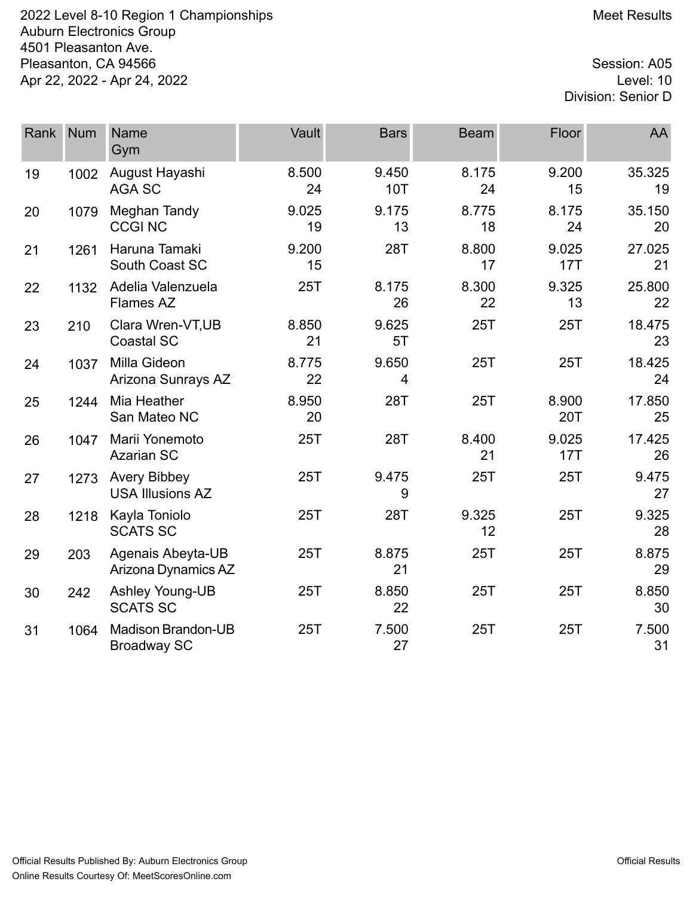2022 Level 8-10 Region 1 Championships
Auburn Electronics Group
4501 Pleasanton Ave.
Pleasanton, CA 94566
Apr 22, 2022 - Apr 24, 2022

Meet Results

Session: A05
Level: 10
Division: Senior D

| Rank | Num | Name<br>Gym | Vault | Bars | Beam | Floor | AA |
|---|---|---|---|---|---|---|---|
| 19 | 1002 | August Hayashi<br>AGA SC | 8.500<br>24 | 9.450<br>10T | 8.175<br>24 | 9.200<br>15 | 35.325<br>19 |
| 20 | 1079 | Meghan Tandy<br>CCGI NC | 9.025<br>19 | 9.175<br>13 | 8.775<br>18 | 8.175<br>24 | 35.150<br>20 |
| 21 | 1261 | Haruna Tamaki<br>South Coast SC | 9.200<br>15 | 28T | 8.800<br>17 | 9.025<br>17T | 27.025<br>21 |
| 22 | 1132 | Adelia Valenzuela<br>Flames AZ | 25T | 8.175<br>26 | 8.300<br>22 | 9.325<br>13 | 25.800<br>22 |
| 23 | 210 | Clara Wren-VT,UB<br>Coastal SC | 8.850<br>21 | 9.625<br>5T | 25T | 25T | 18.475<br>23 |
| 24 | 1037 | Milla Gideon<br>Arizona Sunrays AZ | 8.775<br>22 | 9.650<br>4 | 25T | 25T | 18.425<br>24 |
| 25 | 1244 | Mia Heather<br>San Mateo NC | 8.950<br>20 | 28T | 25T | 8.900<br>20T | 17.850<br>25 |
| 26 | 1047 | Marii Yonemoto<br>Azarian SC | 25T | 28T | 8.400<br>21 | 9.025<br>17T | 17.425<br>26 |
| 27 | 1273 | Avery Bibbey<br>USA Illusions AZ | 25T | 9.475<br>9 | 25T | 25T | 9.475<br>27 |
| 28 | 1218 | Kayla Toniolo<br>SCATS SC | 25T | 28T | 9.325<br>12 | 25T | 9.325<br>28 |
| 29 | 203 | Agenais Abeyta-UB<br>Arizona Dynamics AZ | 25T | 8.875<br>21 | 25T | 25T | 8.875<br>29 |
| 30 | 242 | Ashley Young-UB<br>SCATS SC | 25T | 8.850<br>22 | 25T | 25T | 8.850<br>30 |
| 31 | 1064 | Madison Brandon-UB<br>Broadway SC | 25T | 7.500<br>27 | 25T | 25T | 7.500<br>31 |

Official Results Published By: Auburn Electronics Group
Online Results Courtesy Of: MeetScoresOnline.com

Official Results